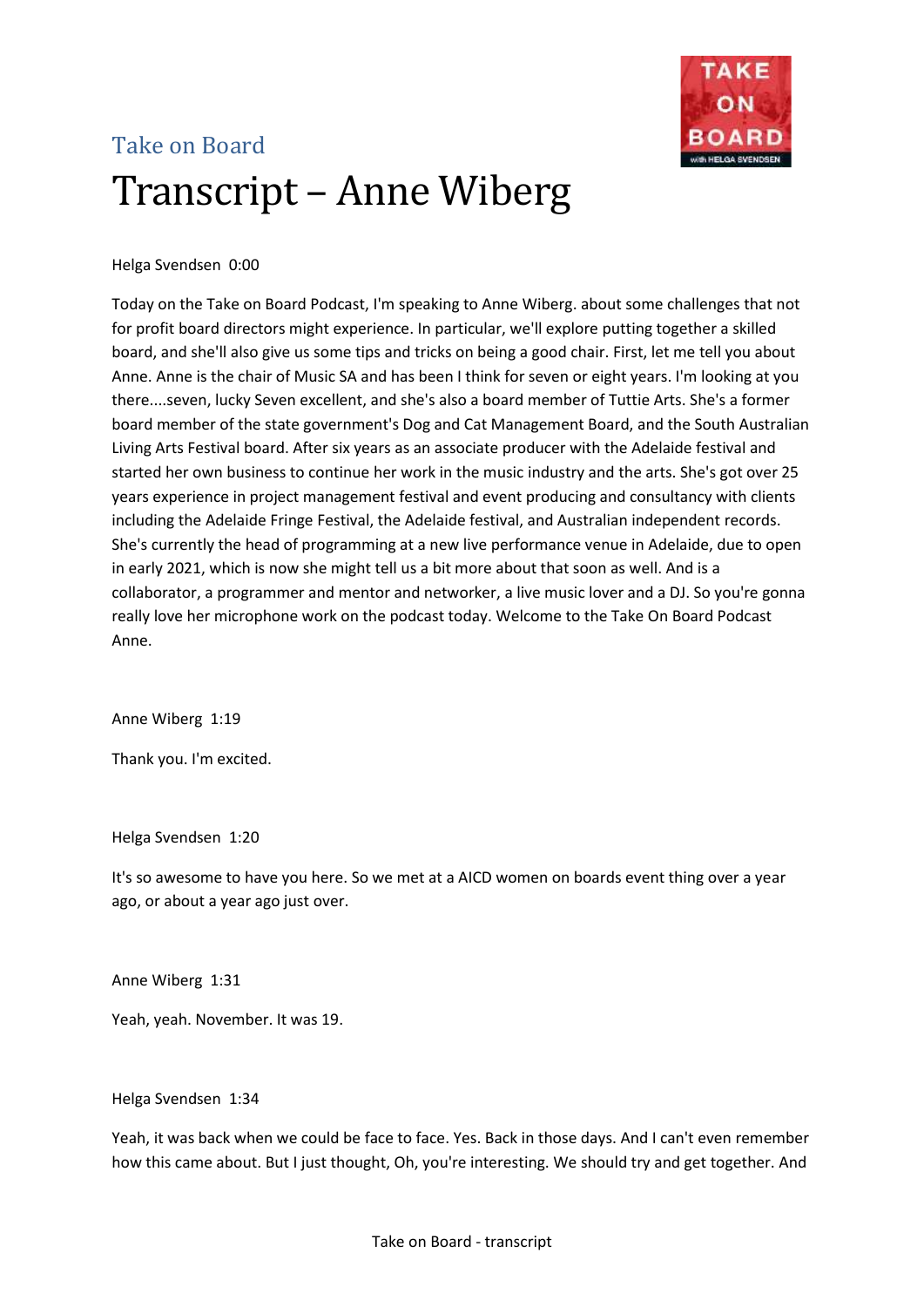Take on Board

# Transcript – Anne Wiberg

Helga Svendsen 0:00

Today on the Take on Board Podcast, I'm speaking to Anne Wiberg. about some challenges that not for profit board directors might experience. In particular, we'll explore putting together a skilled board, and she'll also give us some tips and tricks on being a good chair. First, let me tell you about Anne. Anne is the chair of Music SA and has been I think for seven or eight years. I'm looking at you there....seven, lucky Seven excellent, and she's also a board member of Tuttie Arts. She's a former board member of the state government's Dog and Cat Management Board, and the South Australian Living Arts Festival board. After six years as an associate producer with the Adelaide festival and started her own business to continue her work in the music industry and the arts. She's got over 25 years experience in project management festival and event producing and consultancy with clients including the Adelaide Fringe Festival, the Adelaide festival, and Australian independent records. She's currently the head of programming at a new live performance venue in Adelaide, due to open in early 2021, which is now she might tell us a bit more about that soon as well. And is a collaborator, a programmer and mentor and networker, a live music lover and a DJ. So you're gonna really love her microphone work on the podcast today. Welcome to the Take On Board Podcast Anne.

Anne Wiberg 1:19

Thank you. I'm excited.

Helga Svendsen 1:20

It's so awesome to have you here. So we met at a AICD women on boards event thing over a year ago, or about a year ago just over.

Anne Wiberg 1:31

Yeah, yeah. November. It was 19.

Helga Svendsen 1:34

Yeah, it was back when we could be face to face. Yes. Back in those days. And I can't even remember how this came about. But I just thought, Oh, you're interesting. We should try and get together. And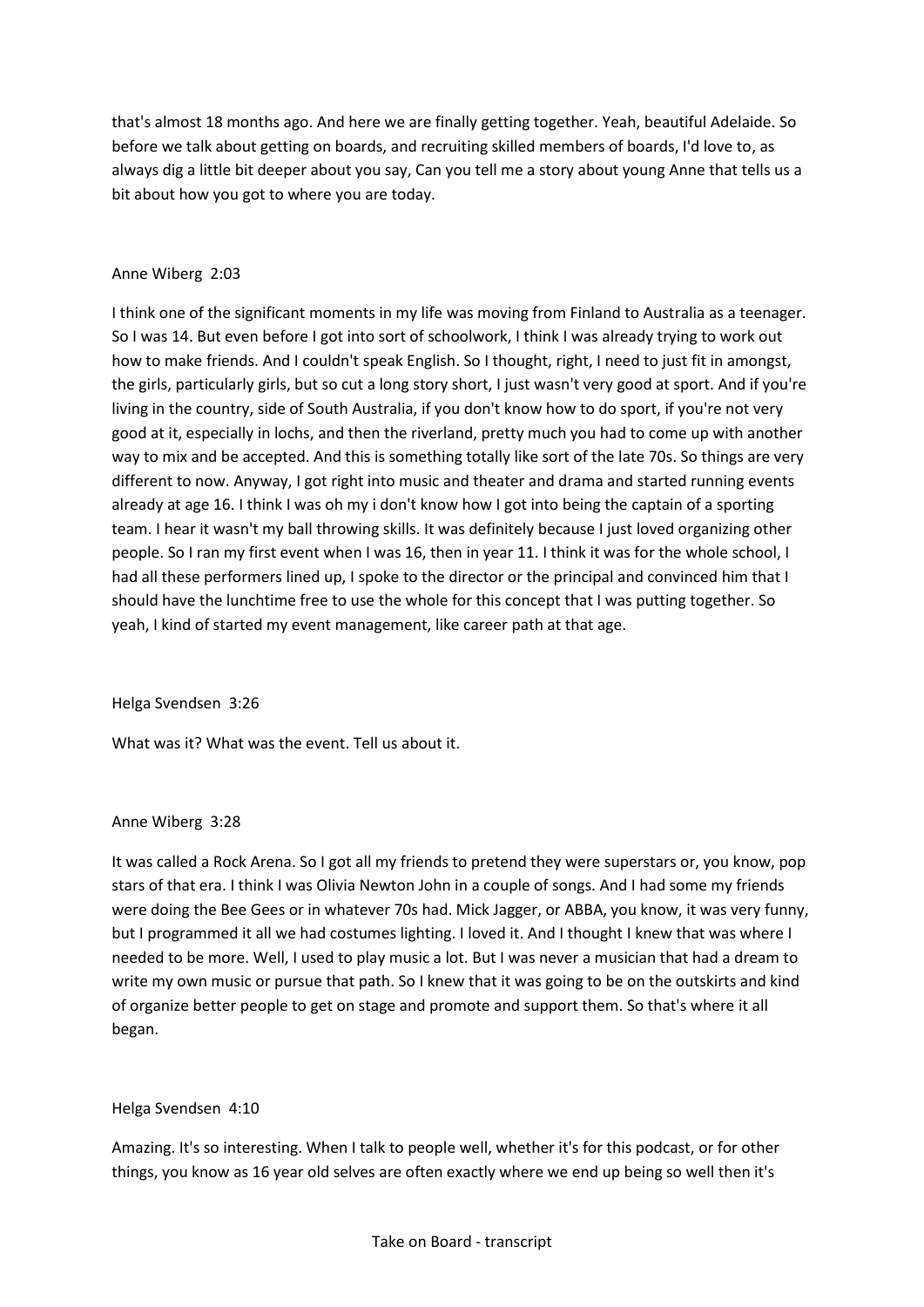that's almost 18 months ago. And here we are finally getting together. Yeah, beautiful Adelaide. So before we talk about getting on boards, and recruiting skilled members of boards, I'd love to, as always dig a little bit deeper about you say, Can you tell me a story about young Anne that tells us a bit about how you got to where you are today.

Anne Wiberg 2:03

I think one of the significant moments in my life was moving from Finland to Australia as a teenager. So I was 14. But even before I got into sort of schoolwork, I think I was already trying to work out how to make friends. And I couldn't speak English. So I thought, right, I need to just fit in amongst, the girls, particularly girls, but so cut a long story short, I just wasn't very good at sport. And if you're living in the country, side of South Australia, if you don't know how to do sport, if you're not very good at it, especially in lochs, and then the riverland, pretty much you had to come up with another way to mix and be accepted. And this is something totally like sort of the late 70s. So things are very different to now. Anyway, I got right into music and theater and drama and started running events already at age 16. I think I was oh my i don't know how I got into being the captain of a sporting team. I hear it wasn't my ball throwing skills. It was definitely because I just loved organizing other people. So I ran my first event when I was 16, then in year 11. I think it was for the whole school, I had all these performers lined up, I spoke to the director or the principal and convinced him that I should have the lunchtime free to use the whole for this concept that I was putting together. So yeah, I kind of started my event management, like career path at that age.

Helga Svendsen 3:26

What was it? What was the event. Tell us about it.

Anne Wiberg 3:28

It was called a Rock Arena. So I got all my friends to pretend they were superstars or, you know, pop stars of that era. I think I was Olivia Newton John in a couple of songs. And I had some my friends were doing the Bee Gees or in whatever 70s had. Mick Jagger, or ABBA, you know, it was very funny, but I programmed it all we had costumes lighting. I loved it. And I thought I knew that was where I needed to be more. Well, I used to play music a lot. But I was never a musician that had a dream to write my own music or pursue that path. So I knew that it was going to be on the outskirts and kind of organize better people to get on stage and promote and support them. So that's where it all began.

Helga Svendsen 4:10

Amazing. It's so interesting. When I talk to people well, whether it's for this podcast, or for other things, you know as 16 year old selves are often exactly where we end up being so well then it's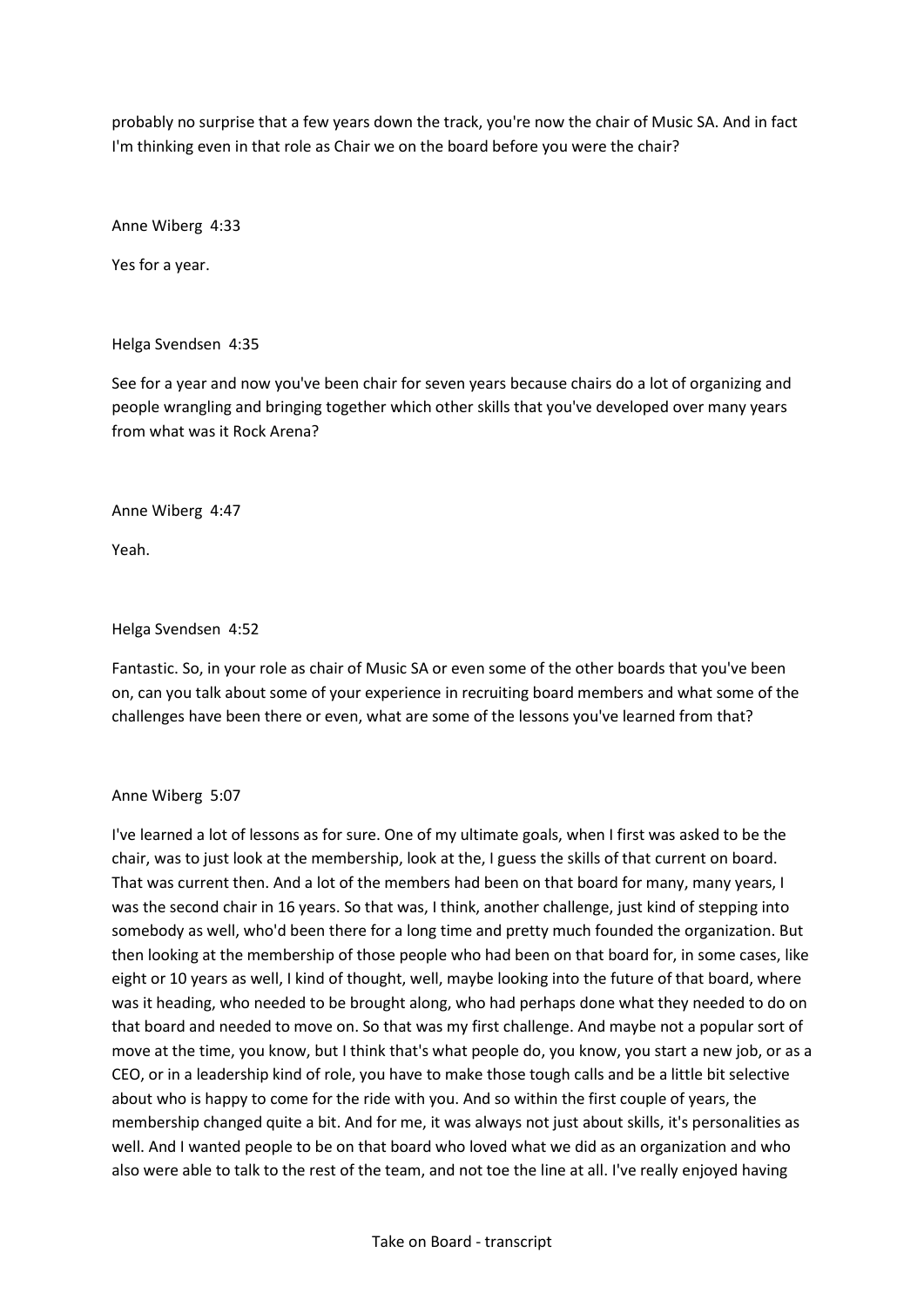probably no surprise that a few years down the track, you're now the chair of Music SA. And in fact I'm thinking even in that role as Chair we on the board before you were the chair?

Anne Wiberg 4:33

Yes for a year.

Helga Svendsen 4:35

See for a year and now you've been chair for seven years because chairs do a lot of organizing and people wrangling and bringing together which other skills that you've developed over many years from what was it Rock Arena?

Anne Wiberg 4:47

Yeah.

Helga Svendsen 4:52

Fantastic. So, in your role as chair of Music SA or even some of the other boards that you've been on, can you talk about some of your experience in recruiting board members and what some of the challenges have been there or even, what are some of the lessons you've learned from that?

Anne Wiberg 5:07

I've learned a lot of lessons as for sure. One of my ultimate goals, when I first was asked to be the chair, was to just look at the membership, look at the, I guess the skills of that current on board. That was current then. And a lot of the members had been on that board for many, many years, I was the second chair in 16 years. So that was, I think, another challenge, just kind of stepping into somebody as well, who'd been there for a long time and pretty much founded the organization. But then looking at the membership of those people who had been on that board for, in some cases, like eight or 10 years as well, I kind of thought, well, maybe looking into the future of that board, where was it heading, who needed to be brought along, who had perhaps done what they needed to do on that board and needed to move on. So that was my first challenge. And maybe not a popular sort of move at the time, you know, but I think that's what people do, you know, you start a new job, or as a CEO, or in a leadership kind of role, you have to make those tough calls and be a little bit selective about who is happy to come for the ride with you. And so within the first couple of years, the membership changed quite a bit. And for me, it was always not just about skills, it's personalities as well. And I wanted people to be on that board who loved what we did as an organization and who also were able to talk to the rest of the team, and not toe the line at all. I've really enjoyed having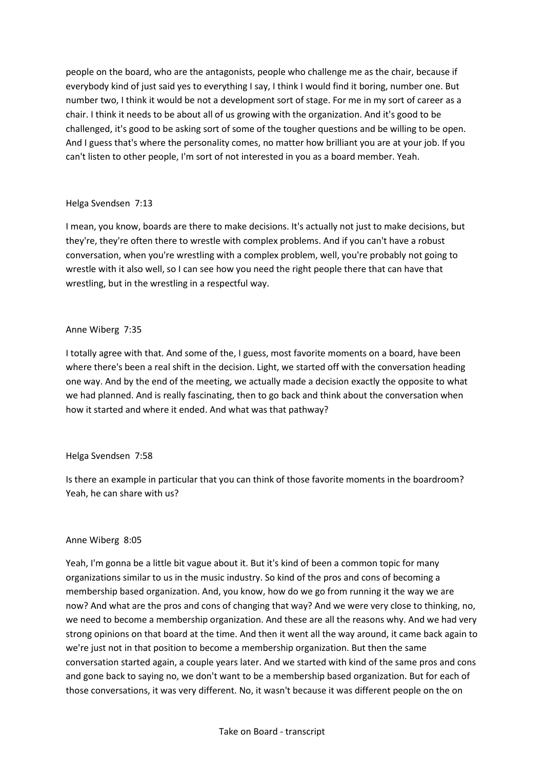people on the board, who are the antagonists, people who challenge me as the chair, because if everybody kind of just said yes to everything I say, I think I would find it boring, number one. But number two, I think it would be not a development sort of stage. For me in my sort of career as a chair. I think it needs to be about all of us growing with the organization. And it's good to be challenged, it's good to be asking sort of some of the tougher questions and be willing to be open. And I guess that's where the personality comes, no matter how brilliant you are at your job. If you can't listen to other people, I'm sort of not interested in you as a board member. Yeah.

Helga Svendsen 7:13

I mean, you know, boards are there to make decisions. It's actually not just to make decisions, but they're, they're often there to wrestle with complex problems. And if you can't have a robust conversation, when you're wrestling with a complex problem, well, you're probably not going to wrestle with it also well, so I can see how you need the right people there that can have that wrestling, but in the wrestling in a respectful way.

Anne Wiberg 7:35

I totally agree with that. And some of the, I guess, most favorite moments on a board, have been where there's been a real shift in the decision. Light, we started off with the conversation heading one way. And by the end of the meeting, we actually made a decision exactly the opposite to what we had planned. And is really fascinating, then to go back and think about the conversation when how it started and where it ended. And what was that pathway?

Helga Svendsen 7:58

Is there an example in particular that you can think of those favorite moments in the boardroom? Yeah, he can share with us?

Anne Wiberg 8:05

Yeah, I'm gonna be a little bit vague about it. But it's kind of been a common topic for many organizations similar to us in the music industry. So kind of the pros and cons of becoming a membership based organization. And, you know, how do we go from running it the way we are now? And what are the pros and cons of changing that way? And we were very close to thinking, no, we need to become a membership organization. And these are all the reasons why. And we had very strong opinions on that board at the time. And then it went all the way around, it came back again to we're just not in that position to become a membership organization. But then the same conversation started again, a couple years later. And we started with kind of the same pros and cons and gone back to saying no, we don't want to be a membership based organization. But for each of those conversations, it was very different. No, it wasn't because it was different people on the on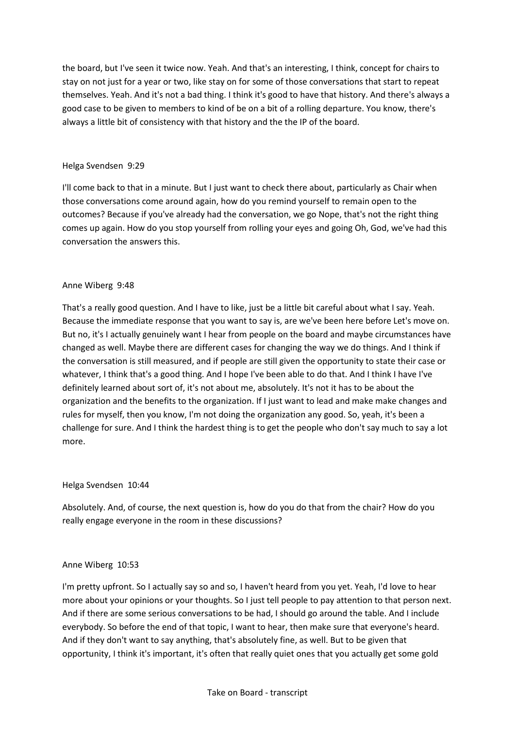the board, but I've seen it twice now. Yeah. And that's an interesting, I think, concept for chairs to stay on not just for a year or two, like stay on for some of those conversations that start to repeat themselves. Yeah. And it's not a bad thing. I think it's good to have that history. And there's always a good case to be given to members to kind of be on a bit of a rolling departure. You know, there's always a little bit of consistency with that history and the the IP of the board.

Helga Svendsen 9:29

I'll come back to that in a minute. But I just want to check there about, particularly as Chair when those conversations come around again, how do you remind yourself to remain open to the outcomes? Because if you've already had the conversation, we go Nope, that's not the right thing comes up again. How do you stop yourself from rolling your eyes and going Oh, God, we've had this conversation the answers this.

Anne Wiberg 9:48

That's a really good question. And I have to like, just be a little bit careful about what I say. Yeah. Because the immediate response that you want to say is, are we've been here before Let's move on. But no, it's I actually genuinely want I hear from people on the board and maybe circumstances have changed as well. Maybe there are different cases for changing the way we do things. And I think if the conversation is still measured, and if people are still given the opportunity to state their case or whatever, I think that's a good thing. And I hope I've been able to do that. And I think I have I've definitely learned about sort of, it's not about me, absolutely. It's not it has to be about the organization and the benefits to the organization. If I just want to lead and make make changes and rules for myself, then you know, I'm not doing the organization any good. So, yeah, it's been a challenge for sure. And I think the hardest thing is to get the people who don't say much to say a lot more.

Helga Svendsen 10:44

Absolutely. And, of course, the next question is, how do you do that from the chair? How do you really engage everyone in the room in these discussions?

Anne Wiberg 10:53

I'm pretty upfront. So I actually say so and so, I haven't heard from you yet. Yeah, I'd love to hear more about your opinions or your thoughts. So I just tell people to pay attention to that person next. And if there are some serious conversations to be had, I should go around the table. And I include everybody. So before the end of that topic, I want to hear, then make sure that everyone's heard. And if they don't want to say anything, that's absolutely fine, as well. But to be given that opportunity, I think it's important, it's often that really quiet ones that you actually get some gold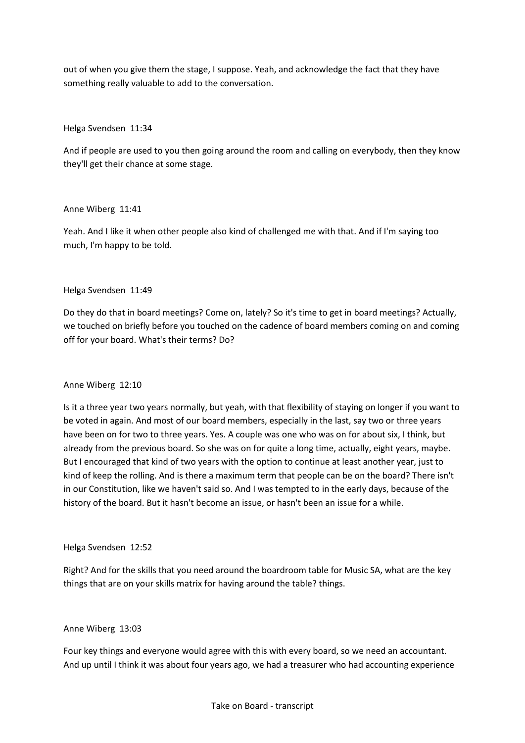out of when you give them the stage, I suppose. Yeah, and acknowledge the fact that they have something really valuable to add to the conversation.

Helga Svendsen 11:34

And if people are used to you then going around the room and calling on everybody, then they know they'll get their chance at some stage.

Anne Wiberg 11:41

Yeah. And I like it when other people also kind of challenged me with that. And if I'm saying too much, I'm happy to be told.

Helga Svendsen 11:49

Do they do that in board meetings? Come on, lately? So it's time to get in board meetings? Actually, we touched on briefly before you touched on the cadence of board members coming on and coming off for your board. What's their terms? Do?

Anne Wiberg 12:10

Is it a three year two years normally, but yeah, with that flexibility of staying on longer if you want to be voted in again. And most of our board members, especially in the last, say two or three years have been on for two to three years. Yes. A couple was one who was on for about six, I think, but already from the previous board. So she was on for quite a long time, actually, eight years, maybe. But I encouraged that kind of two years with the option to continue at least another year, just to kind of keep the rolling. And is there a maximum term that people can be on the board? There isn't in our Constitution, like we haven't said so. And I was tempted to in the early days, because of the history of the board. But it hasn't become an issue, or hasn't been an issue for a while.

Helga Svendsen 12:52

Right? And for the skills that you need around the boardroom table for Music SA, what are the key things that are on your skills matrix for having around the table? things.

Anne Wiberg 13:03

Four key things and everyone would agree with this with every board, so we need an accountant. And up until I think it was about four years ago, we had a treasurer who had accounting experience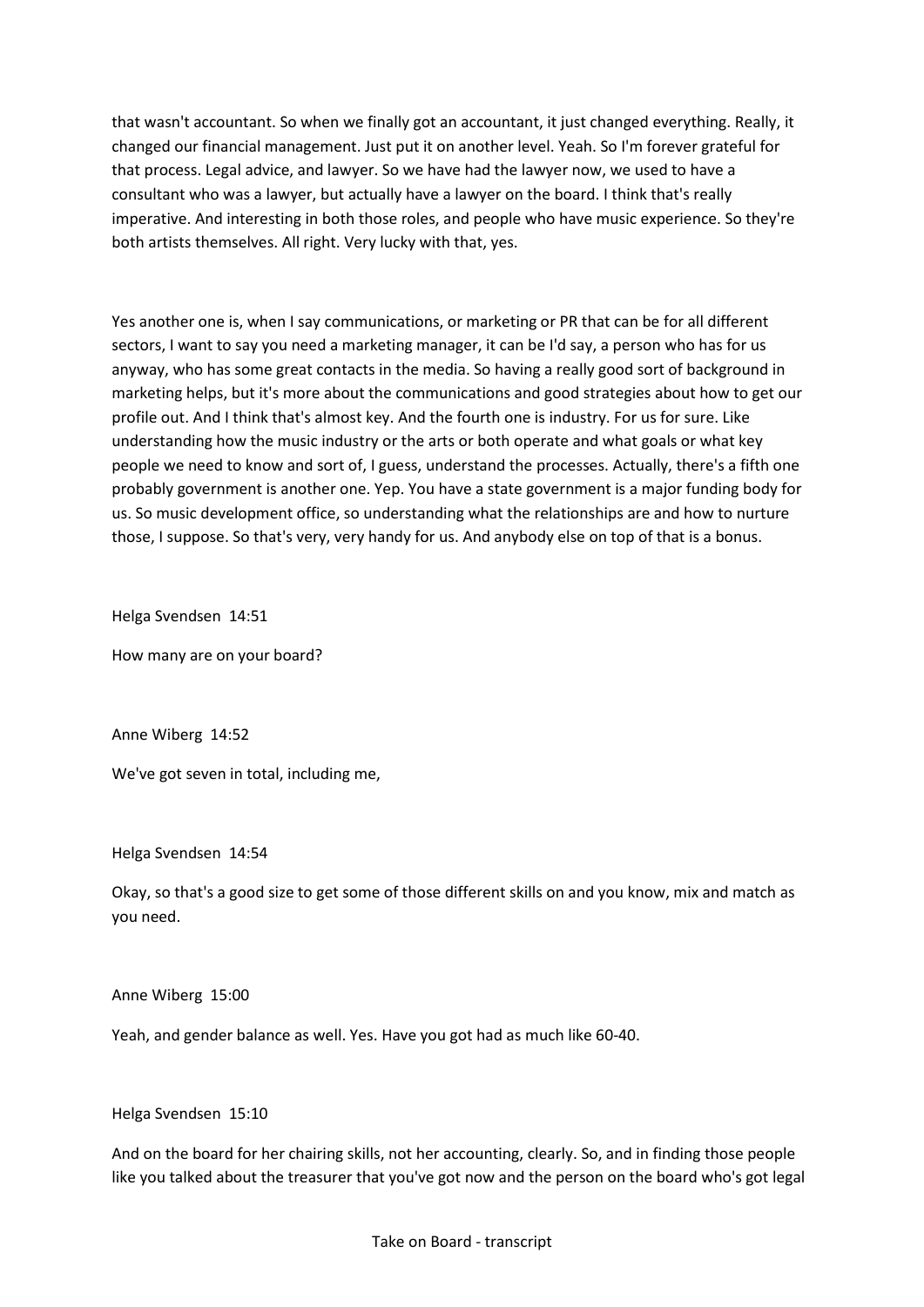that wasn't accountant. So when we finally got an accountant, it just changed everything. Really, it changed our financial management. Just put it on another level. Yeah. So I'm forever grateful for that process. Legal advice, and lawyer. So we have had the lawyer now, we used to have a consultant who was a lawyer, but actually have a lawyer on the board. I think that's really imperative. And interesting in both those roles, and people who have music experience. So they're both artists themselves. All right. Very lucky with that, yes.

Yes another one is, when I say communications, or marketing or PR that can be for all different sectors, I want to say you need a marketing manager, it can be I'd say, a person who has for us anyway, who has some great contacts in the media. So having a really good sort of background in marketing helps, but it's more about the communications and good strategies about how to get our profile out. And I think that's almost key. And the fourth one is industry. For us for sure. Like understanding how the music industry or the arts or both operate and what goals or what key people we need to know and sort of, I guess, understand the processes. Actually, there's a fifth one probably government is another one. Yep. You have a state government is a major funding body for us. So music development office, so understanding what the relationships are and how to nurture those, I suppose. So that's very, very handy for us. And anybody else on top of that is a bonus.

Helga Svendsen 14:51

How many are on your board?

Anne Wiberg 14:52

We've got seven in total, including me,

Helga Svendsen 14:54

Okay, so that's a good size to get some of those different skills on and you know, mix and match as you need.

Anne Wiberg 15:00

Yeah, and gender balance as well. Yes. Have you got had as much like 60-40.

Helga Svendsen 15:10

And on the board for her chairing skills, not her accounting, clearly. So, and in finding those people like you talked about the treasurer that you've got now and the person on the board who's got legal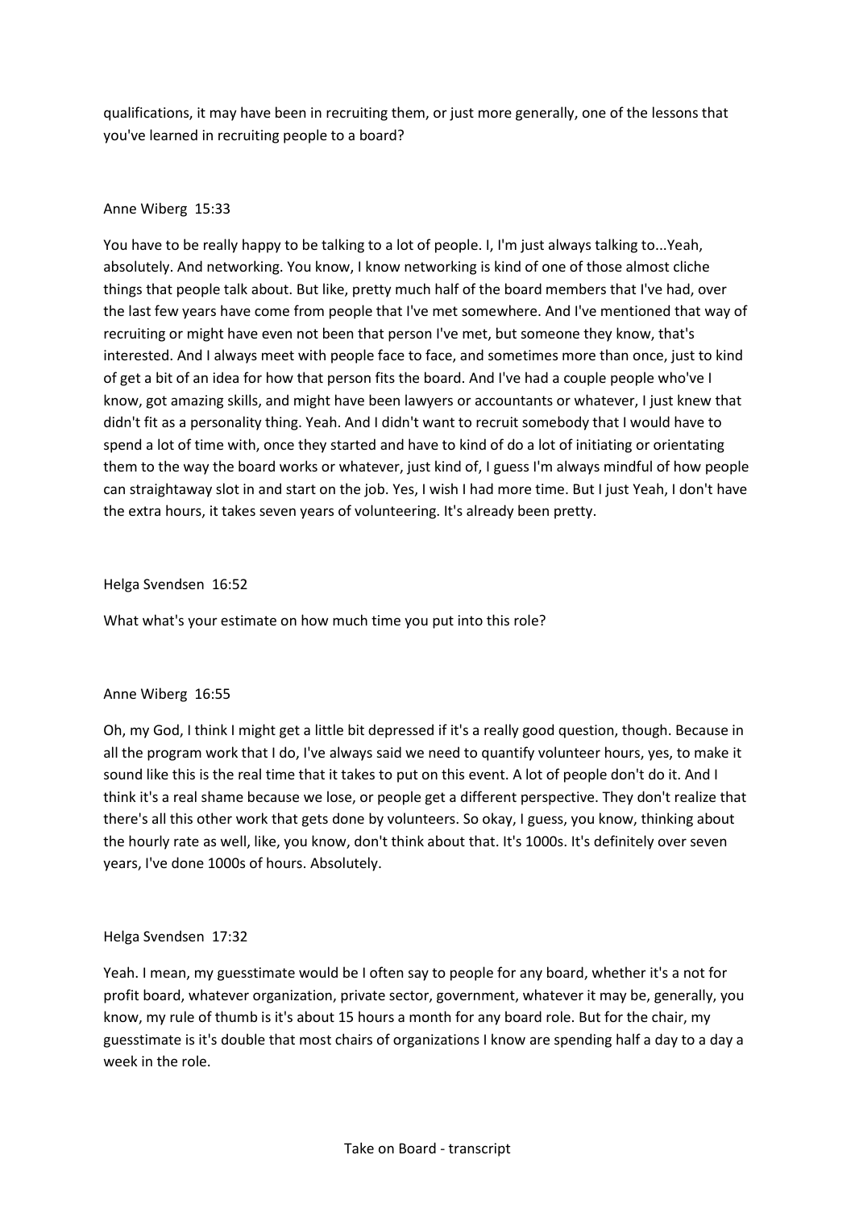qualifications, it may have been in recruiting them, or just more generally, one of the lessons that you've learned in recruiting people to a board?

Anne Wiberg 15:33

You have to be really happy to be talking to a lot of people. I, I'm just always talking to...Yeah, absolutely. And networking. You know, I know networking is kind of one of those almost cliche things that people talk about. But like, pretty much half of the board members that I've had, over the last few years have come from people that I've met somewhere. And I've mentioned that way of recruiting or might have even not been that person I've met, but someone they know, that's interested. And I always meet with people face to face, and sometimes more than once, just to kind of get a bit of an idea for how that person fits the board. And I've had a couple people who've I know, got amazing skills, and might have been lawyers or accountants or whatever, I just knew that didn't fit as a personality thing. Yeah. And I didn't want to recruit somebody that I would have to spend a lot of time with, once they started and have to kind of do a lot of initiating or orientating them to the way the board works or whatever, just kind of, I guess I'm always mindful of how people can straightaway slot in and start on the job. Yes, I wish I had more time. But I just Yeah, I don't have the extra hours, it takes seven years of volunteering. It's already been pretty.

Helga Svendsen 16:52

What what's your estimate on how much time you put into this role?

Anne Wiberg 16:55

Oh, my God, I think I might get a little bit depressed if it's a really good question, though. Because in all the program work that I do, I've always said we need to quantify volunteer hours, yes, to make it sound like this is the real time that it takes to put on this event. A lot of people don't do it. And I think it's a real shame because we lose, or people get a different perspective. They don't realize that there's all this other work that gets done by volunteers. So okay, I guess, you know, thinking about the hourly rate as well, like, you know, don't think about that. It's 1000s. It's definitely over seven years, I've done 1000s of hours. Absolutely.

Helga Svendsen 17:32

Yeah. I mean, my guesstimate would be I often say to people for any board, whether it's a not for profit board, whatever organization, private sector, government, whatever it may be, generally, you know, my rule of thumb is it's about 15 hours a month for any board role. But for the chair, my guesstimate is it's double that most chairs of organizations I know are spending half a day to a day a week in the role.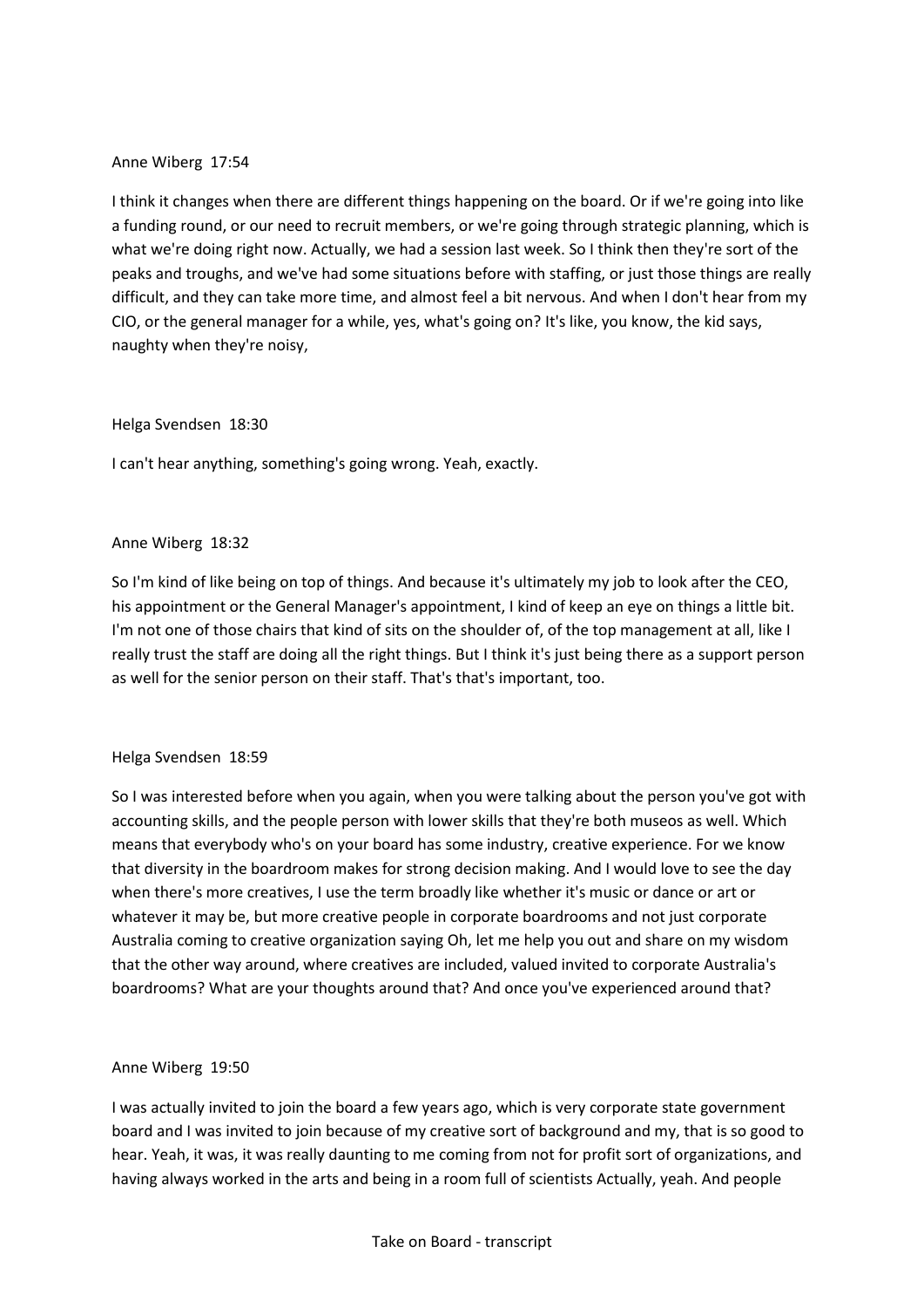Anne Wiberg 17:54

I think it changes when there are different things happening on the board. Or if we're going into like a funding round, or our need to recruit members, or we're going through strategic planning, which is what we're doing right now. Actually, we had a session last week. So I think then they're sort of the peaks and troughs, and we've had some situations before with staffing, or just those things are really difficult, and they can take more time, and almost feel a bit nervous. And when I don't hear from my CIO, or the general manager for a while, yes, what's going on? It's like, you know, the kid says, naughty when they're noisy,

Helga Svendsen 18:30

I can't hear anything, something's going wrong. Yeah, exactly.

Anne Wiberg 18:32

So I'm kind of like being on top of things. And because it's ultimately my job to look after the CEO, his appointment or the General Manager's appointment, I kind of keep an eye on things a little bit. I'm not one of those chairs that kind of sits on the shoulder of, of the top management at all, like I really trust the staff are doing all the right things. But I think it's just being there as a support person as well for the senior person on their staff. That's that's important, too.

Helga Svendsen 18:59

So I was interested before when you again, when you were talking about the person you've got with accounting skills, and the people person with lower skills that they're both museos as well. Which means that everybody who's on your board has some industry, creative experience. For we know that diversity in the boardroom makes for strong decision making. And I would love to see the day when there's more creatives, I use the term broadly like whether it's music or dance or art or whatever it may be, but more creative people in corporate boardrooms and not just corporate Australia coming to creative organization saying Oh, let me help you out and share on my wisdom that the other way around, where creatives are included, valued invited to corporate Australia's boardrooms? What are your thoughts around that? And once you've experienced around that?

Anne Wiberg 19:50

I was actually invited to join the board a few years ago, which is very corporate state government board and I was invited to join because of my creative sort of background and my, that is so good to hear. Yeah, it was, it was really daunting to me coming from not for profit sort of organizations, and having always worked in the arts and being in a room full of scientists Actually, yeah. And people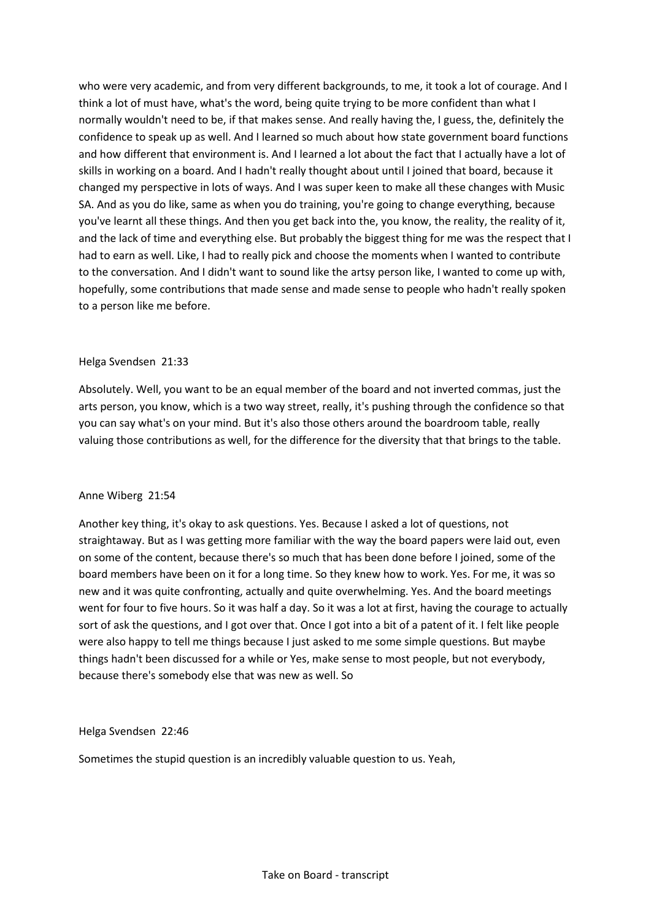who were very academic, and from very different backgrounds, to me, it took a lot of courage. And I think a lot of must have, what's the word, being quite trying to be more confident than what I normally wouldn't need to be, if that makes sense. And really having the, I guess, the, definitely the confidence to speak up as well. And I learned so much about how state government board functions and how different that environment is. And I learned a lot about the fact that I actually have a lot of skills in working on a board. And I hadn't really thought about until I joined that board, because it changed my perspective in lots of ways. And I was super keen to make all these changes with Music SA. And as you do like, same as when you do training, you're going to change everything, because you've learnt all these things. And then you get back into the, you know, the reality, the reality of it, and the lack of time and everything else. But probably the biggest thing for me was the respect that I had to earn as well. Like, I had to really pick and choose the moments when I wanted to contribute to the conversation. And I didn't want to sound like the artsy person like, I wanted to come up with, hopefully, some contributions that made sense and made sense to people who hadn't really spoken to a person like me before.

Helga Svendsen 21:33

Absolutely. Well, you want to be an equal member of the board and not inverted commas, just the arts person, you know, which is a two way street, really, it's pushing through the confidence so that you can say what's on your mind. But it's also those others around the boardroom table, really valuing those contributions as well, for the difference for the diversity that that brings to the table.

Anne Wiberg 21:54

Another key thing, it's okay to ask questions. Yes. Because I asked a lot of questions, not straightaway. But as I was getting more familiar with the way the board papers were laid out, even on some of the content, because there's so much that has been done before I joined, some of the board members have been on it for a long time. So they knew how to work. Yes. For me, it was so new and it was quite confronting, actually and quite overwhelming. Yes. And the board meetings went for four to five hours. So it was half a day. So it was a lot at first, having the courage to actually sort of ask the questions, and I got over that. Once I got into a bit of a patent of it. I felt like people were also happy to tell me things because I just asked to me some simple questions. But maybe things hadn't been discussed for a while or Yes, make sense to most people, but not everybody, because there's somebody else that was new as well. So

Helga Svendsen 22:46

Sometimes the stupid question is an incredibly valuable question to us. Yeah,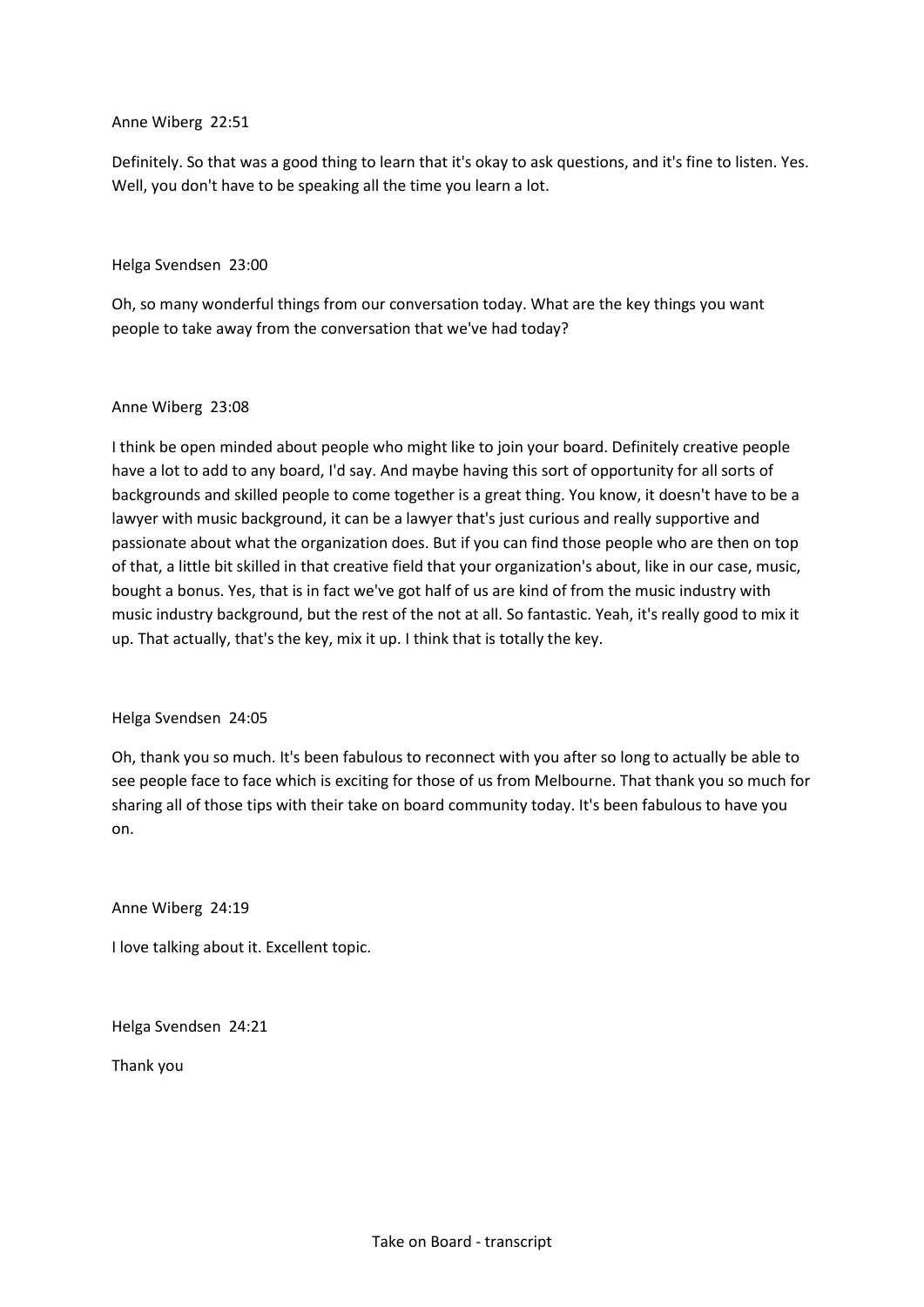Anne Wiberg 22:51

Definitely. So that was a good thing to learn that it's okay to ask questions, and it's fine to listen. Yes. Well, you don't have to be speaking all the time you learn a lot.

Helga Svendsen 23:00

Oh, so many wonderful things from our conversation today. What are the key things you want people to take away from the conversation that we've had today?

Anne Wiberg 23:08

I think be open minded about people who might like to join your board. Definitely creative people have a lot to add to any board, I'd say. And maybe having this sort of opportunity for all sorts of backgrounds and skilled people to come together is a great thing. You know, it doesn't have to be a lawyer with music background, it can be a lawyer that's just curious and really supportive and passionate about what the organization does. But if you can find those people who are then on top of that, a little bit skilled in that creative field that your organization's about, like in our case, music, bought a bonus. Yes, that is in fact we've got half of us are kind of from the music industry with music industry background, but the rest of the not at all. So fantastic. Yeah, it's really good to mix it up. That actually, that's the key, mix it up. I think that is totally the key.

Helga Svendsen 24:05

Oh, thank you so much. It's been fabulous to reconnect with you after so long to actually be able to see people face to face which is exciting for those of us from Melbourne. That thank you so much for sharing all of those tips with their take on board community today. It's been fabulous to have you on.

Anne Wiberg 24:19

I love talking about it. Excellent topic.

Helga Svendsen 24:21

Thank you